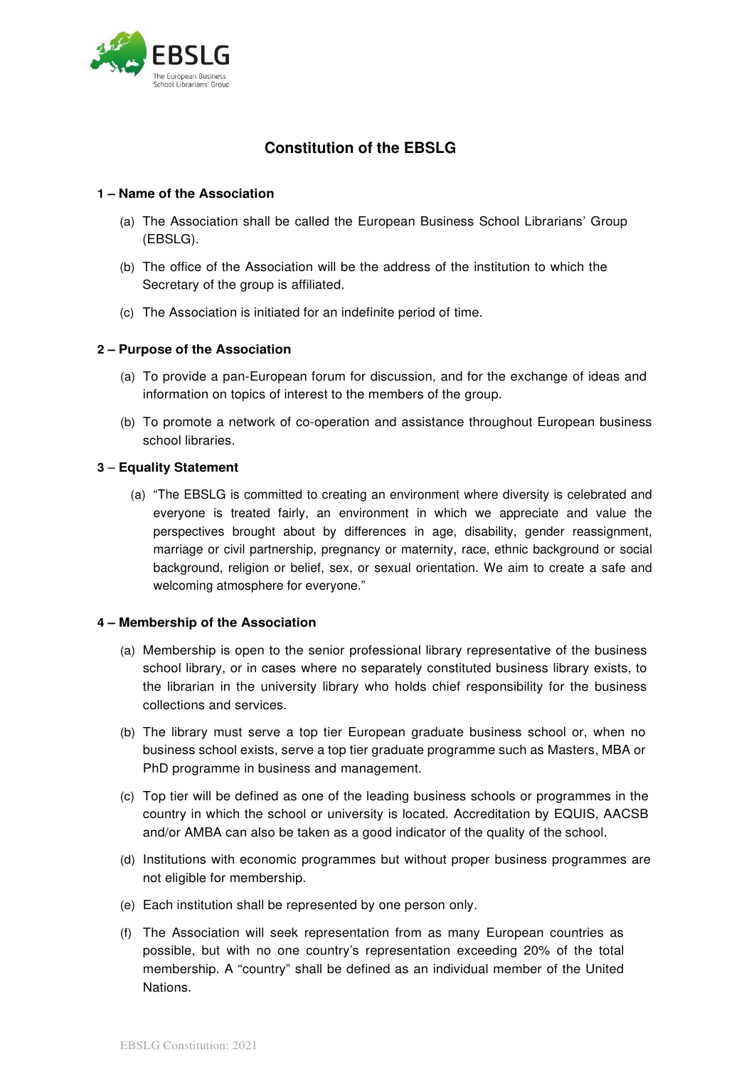# Constitution of the EBSLG

## 1 – Name of the Association

(a) The Association shall be called the European Business School Librarians' Group (EBSLG).

(b) The office of the Association will be the address of the institution to which the Secretary of the group is affiliated.

(c) The Association is initiated for an indefinite period of time.

## 2 – Purpose of the Association

(a) To provide a pan-European forum for discussion, and for the exchange of ideas and information on topics of interest to the members of the group.

(b) To promote a network of co-operation and assistance throughout European business school libraries.

## 3 – Equality Statement

(a) "The EBSLG is committed to creating an environment where diversity is celebrated and everyone is treated fairly, an environment in which we appreciate and value the perspectives brought about by differences in age, disability, gender reassignment, marriage or civil partnership, pregnancy or maternity, race, ethnic background or social background, religion or belief, sex, or sexual orientation. We aim to create a safe and welcoming atmosphere for everyone."

## 4 – Membership of the Association

(a) Membership is open to the senior professional library representative of the business school library, or in cases where no separately constituted business library exists, to the librarian in the university library who holds chief responsibility for the business collections and services.

(b) The library must serve a top tier European graduate business school or, when no business school exists, serve a top tier graduate programme such as Masters, MBA or PhD programme in business and management.

(c) Top tier will be defined as one of the leading business schools or programmes in the country in which the school or university is located. Accreditation by EQUIS, AACSB and/or AMBA can also be taken as a good indicator of the quality of the school.

(d) Institutions with economic programmes but without proper business programmes are not eligible for membership.

(e) Each institution shall be represented by one person only.

(f) The Association will seek representation from as many European countries as possible, but with no one country's representation exceeding 20% of the total membership. A "country" shall be defined as an individual member of the United Nations.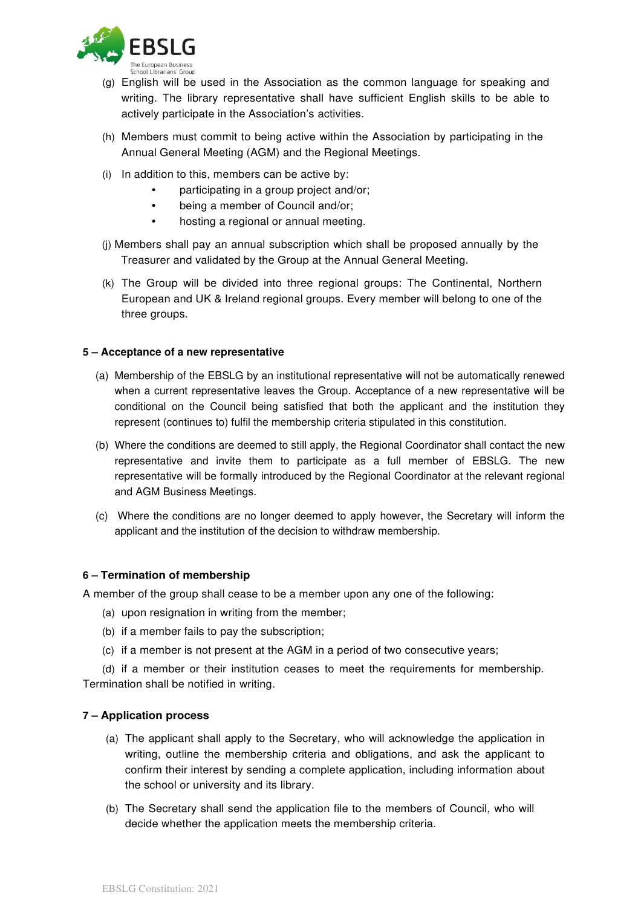(g) English will be used in the Association as the common language for speaking and writing. The library representative shall have sufficient English skills to be able to actively participate in the Association's activities.

(h) Members must commit to being active within the Association by participating in the Annual General Meeting (AGM) and the Regional Meetings.

(i) In addition to this, members can be active by:
- participating in a group project and/or;
- being a member of Council and/or;
- hosting a regional or annual meeting.

(j) Members shall pay an annual subscription which shall be proposed annually by the Treasurer and validated by the Group at the Annual General Meeting.

(k) The Group will be divided into three regional groups: The Continental, Northern European and UK & Ireland regional groups. Every member will belong to one of the three groups.

**5 – Acceptance of a new representative**

(a) Membership of the EBSLG by an institutional representative will not be automatically renewed when a current representative leaves the Group. Acceptance of a new representative will be conditional on the Council being satisfied that both the applicant and the institution they represent (continues to) fulfil the membership criteria stipulated in this constitution.

(b) Where the conditions are deemed to still apply, the Regional Coordinator shall contact the new representative and invite them to participate as a full member of EBSLG. The new representative will be formally introduced by the Regional Coordinator at the relevant regional and AGM Business Meetings.

(c) Where the conditions are no longer deemed to apply however, the Secretary will inform the applicant and the institution of the decision to withdraw membership.

**6 – Termination of membership**

A member of the group shall cease to be a member upon any one of the following:

(a) upon resignation in writing from the member;

(b) if a member fails to pay the subscription;

(c) if a member is not present at the AGM in a period of two consecutive years;

(d) if a member or their institution ceases to meet the requirements for membership. Termination shall be notified in writing.

**7 – Application process**

(a) The applicant shall apply to the Secretary, who will acknowledge the application in writing, outline the membership criteria and obligations, and ask the applicant to confirm their interest by sending a complete application, including information about the school or university and its library.

(b) The Secretary shall send the application file to the members of Council, who will decide whether the application meets the membership criteria.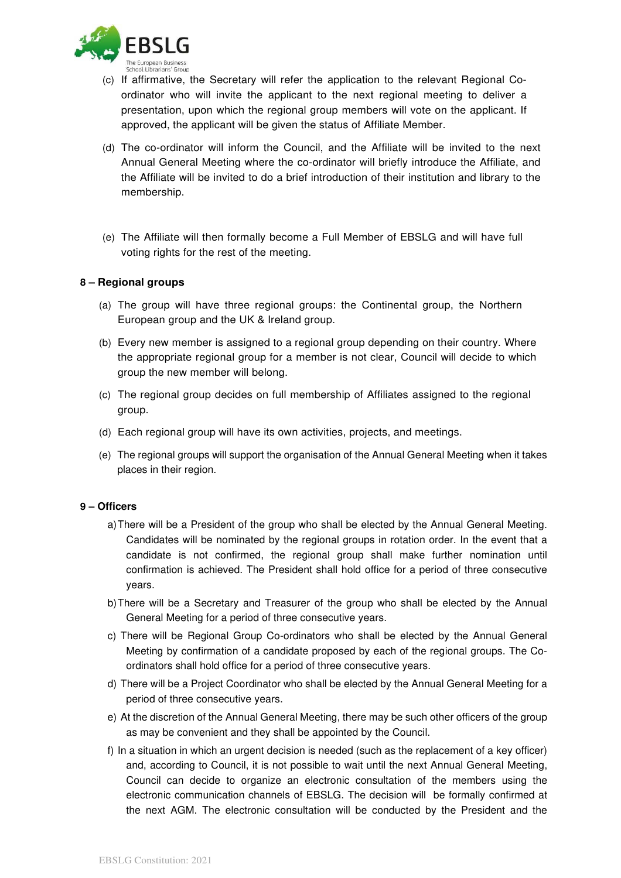(c) If affirmative, the Secretary will refer the application to the relevant Regional Co-ordinator who will invite the applicant to the next regional meeting to deliver a presentation, upon which the regional group members will vote on the applicant. If approved, the applicant will be given the status of Affiliate Member.

(d) The co-ordinator will inform the Council, and the Affiliate will be invited to the next Annual General Meeting where the co-ordinator will briefly introduce the Affiliate, and the Affiliate will be invited to do a brief introduction of their institution and library to the membership.

(e) The Affiliate will then formally become a Full Member of EBSLG and will have full voting rights for the rest of the meeting.

**8 – Regional groups**

(a) The group will have three regional groups: the Continental group, the Northern European group and the UK & Ireland group.

(b) Every new member is assigned to a regional group depending on their country. Where the appropriate regional group for a member is not clear, Council will decide to which group the new member will belong.

(c) The regional group decides on full membership of Affiliates assigned to the regional group.

(d) Each regional group will have its own activities, projects, and meetings.

(e) The regional groups will support the organisation of the Annual General Meeting when it takes places in their region.

**9 – Officers**

a) There will be a President of the group who shall be elected by the Annual General Meeting. Candidates will be nominated by the regional groups in rotation order. In the event that a candidate is not confirmed, the regional group shall make further nomination until confirmation is achieved. The President shall hold office for a period of three consecutive years.

b) There will be a Secretary and Treasurer of the group who shall be elected by the Annual General Meeting for a period of three consecutive years.

c) There will be Regional Group Co-ordinators who shall be elected by the Annual General Meeting by confirmation of a candidate proposed by each of the regional groups. The Co-ordinators shall hold office for a period of three consecutive years.

d) There will be a Project Coordinator who shall be elected by the Annual General Meeting for a period of three consecutive years.

e) At the discretion of the Annual General Meeting, there may be such other officers of the group as may be convenient and they shall be appointed by the Council.

f) In a situation in which an urgent decision is needed (such as the replacement of a key officer) and, according to Council, it is not possible to wait until the next Annual General Meeting, Council can decide to organize an electronic consultation of the members using the electronic communication channels of EBSLG. The decision will be formally confirmed at the next AGM. The electronic consultation will be conducted by the President and the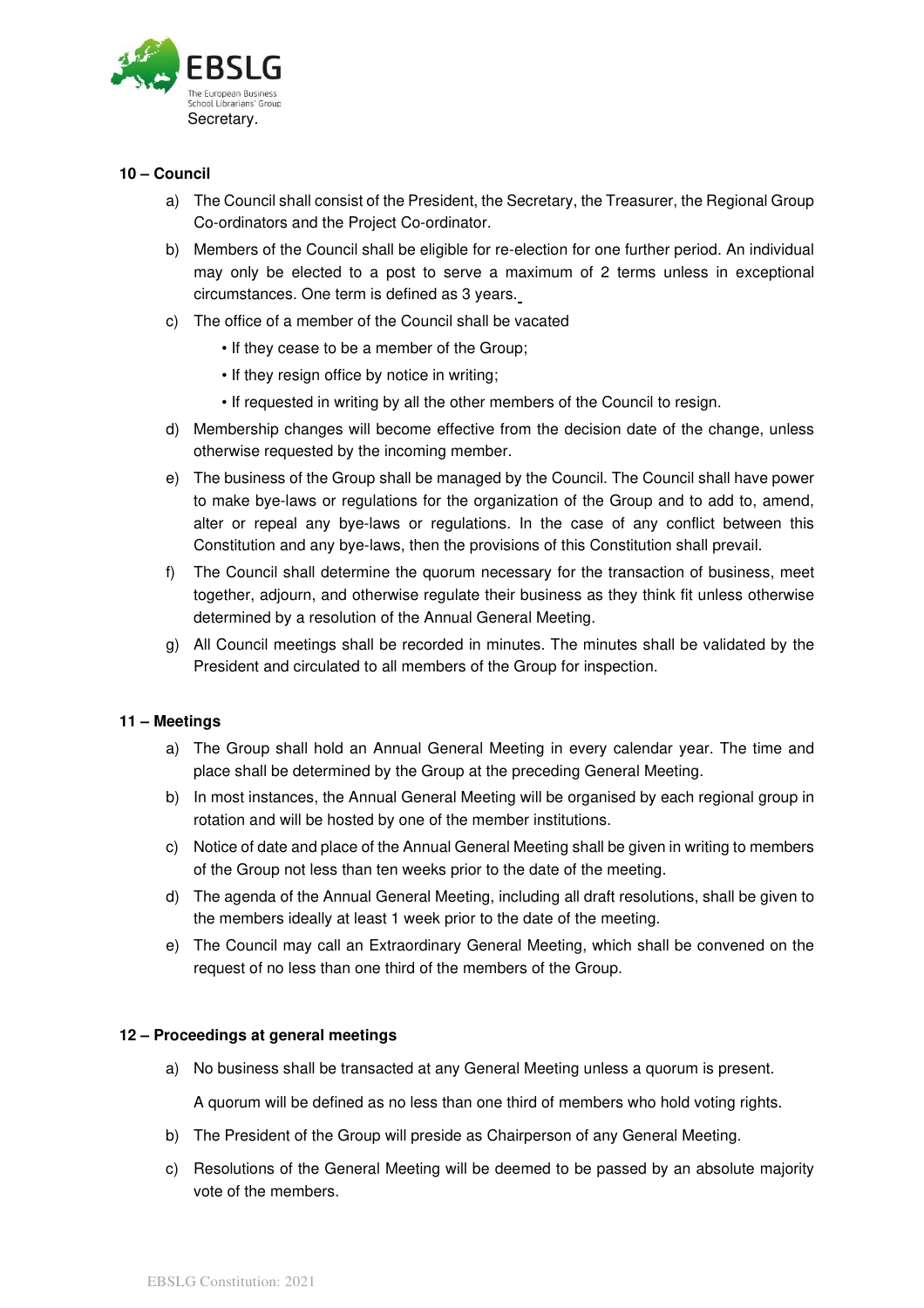Secretary.

**10 – Council**

a) The Council shall consist of the President, the Secretary, the Treasurer, the Regional Group Co-ordinators and the Project Co-ordinator.

b) Members of the Council shall be eligible for re-election for one further period. An individual may only be elected to a post to serve a maximum of 2 terms unless in exceptional circumstances. One term is defined as 3 years.

c) The office of a member of the Council shall be vacated

- If they cease to be a member of the Group;
- If they resign office by notice in writing;
- If requested in writing by all the other members of the Council to resign.

d) Membership changes will become effective from the decision date of the change, unless otherwise requested by the incoming member.

e) The business of the Group shall be managed by the Council. The Council shall have power to make bye-laws or regulations for the organization of the Group and to add to, amend, alter or repeal any bye-laws or regulations. In the case of any conflict between this Constitution and any bye-laws, then the provisions of this Constitution shall prevail.

f) The Council shall determine the quorum necessary for the transaction of business, meet together, adjourn, and otherwise regulate their business as they think fit unless otherwise determined by a resolution of the Annual General Meeting.

g) All Council meetings shall be recorded in minutes. The minutes shall be validated by the President and circulated to all members of the Group for inspection.

**11 – Meetings**

a) The Group shall hold an Annual General Meeting in every calendar year. The time and place shall be determined by the Group at the preceding General Meeting.

b) In most instances, the Annual General Meeting will be organised by each regional group in rotation and will be hosted by one of the member institutions.

c) Notice of date and place of the Annual General Meeting shall be given in writing to members of the Group not less than ten weeks prior to the date of the meeting.

d) The agenda of the Annual General Meeting, including all draft resolutions, shall be given to the members ideally at least 1 week prior to the date of the meeting.

e) The Council may call an Extraordinary General Meeting, which shall be convened on the request of no less than one third of the members of the Group.

**12 – Proceedings at general meetings**

a) No business shall be transacted at any General Meeting unless a quorum is present.

   A quorum will be defined as no less than one third of members who hold voting rights.

b) The President of the Group will preside as Chairperson of any General Meeting.

c) Resolutions of the General Meeting will be deemed to be passed by an absolute majority vote of the members.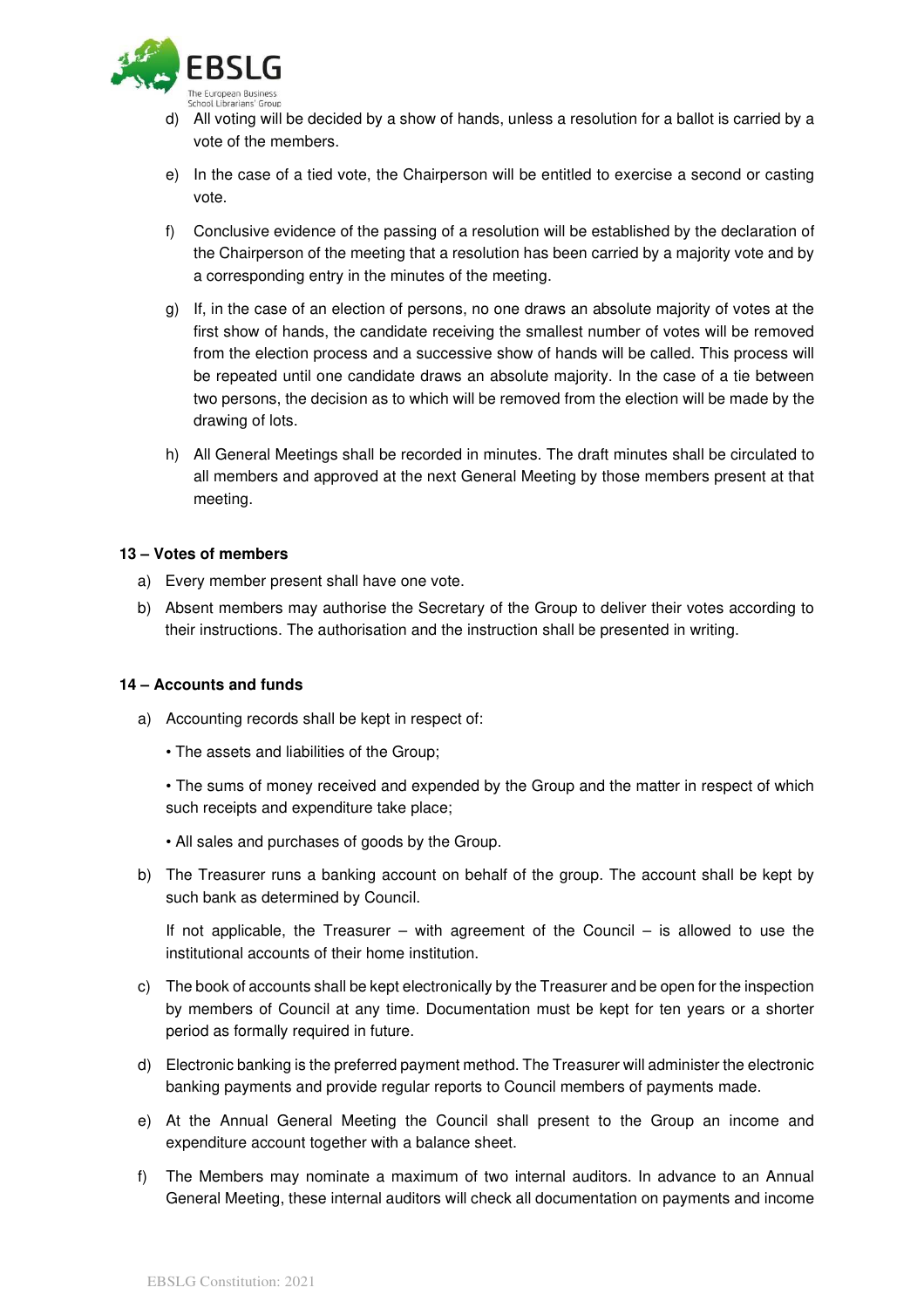d) All voting will be decided by a show of hands, unless a resolution for a ballot is carried by a vote of the members.

e) In the case of a tied vote, the Chairperson will be entitled to exercise a second or casting vote.

f) Conclusive evidence of the passing of a resolution will be established by the declaration of the Chairperson of the meeting that a resolution has been carried by a majority vote and by a corresponding entry in the minutes of the meeting.

g) If, in the case of an election of persons, no one draws an absolute majority of votes at the first show of hands, the candidate receiving the smallest number of votes will be removed from the election process and a successive show of hands will be called. This process will be repeated until one candidate draws an absolute majority. In the case of a tie between two persons, the decision as to which will be removed from the election will be made by the drawing of lots.

h) All General Meetings shall be recorded in minutes. The draft minutes shall be circulated to all members and approved at the next General Meeting by those members present at that meeting.

### 13 – Votes of members

a) Every member present shall have one vote.

b) Absent members may authorise the Secretary of the Group to deliver their votes according to their instructions. The authorisation and the instruction shall be presented in writing.

### 14 – Accounts and funds

a) Accounting records shall be kept in respect of:

  • The assets and liabilities of the Group;

  • The sums of money received and expended by the Group and the matter in respect of which such receipts and expenditure take place;

  • All sales and purchases of goods by the Group.

b) The Treasurer runs a banking account on behalf of the group. The account shall be kept by such bank as determined by Council.

  If not applicable, the Treasurer – with agreement of the Council – is allowed to use the institutional accounts of their home institution.

c) The book of accounts shall be kept electronically by the Treasurer and be open for the inspection by members of Council at any time. Documentation must be kept for ten years or a shorter period as formally required in future.

d) Electronic banking is the preferred payment method. The Treasurer will administer the electronic banking payments and provide regular reports to Council members of payments made.

e) At the Annual General Meeting the Council shall present to the Group an income and expenditure account together with a balance sheet.

f) The Members may nominate a maximum of two internal auditors. In advance to an Annual General Meeting, these internal auditors will check all documentation on payments and income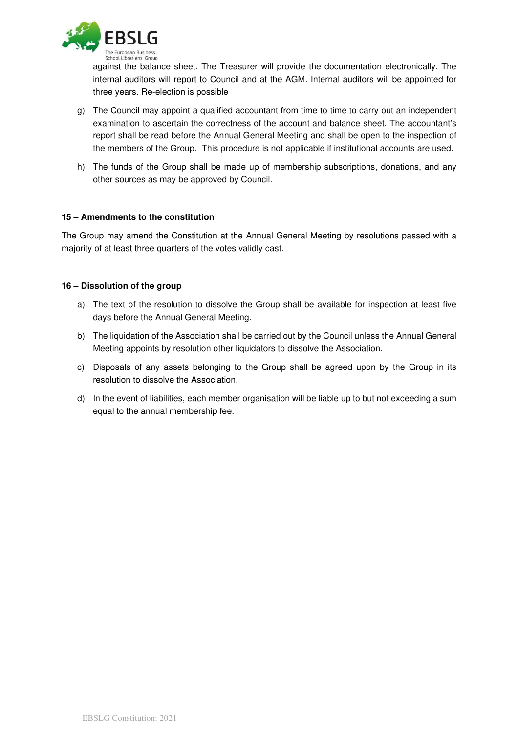against the balance sheet. The Treasurer will provide the documentation electronically. The internal auditors will report to Council and at the AGM. Internal auditors will be appointed for three years. Re-election is possible

g) The Council may appoint a qualified accountant from time to time to carry out an independent examination to ascertain the correctness of the account and balance sheet. The accountant's report shall be read before the Annual General Meeting and shall be open to the inspection of the members of the Group. This procedure is not applicable if institutional accounts are used.

h) The funds of the Group shall be made up of membership subscriptions, donations, and any other sources as may be approved by Council.

**15 – Amendments to the constitution**

The Group may amend the Constitution at the Annual General Meeting by resolutions passed with a majority of at least three quarters of the votes validly cast.

**16 – Dissolution of the group**

a) The text of the resolution to dissolve the Group shall be available for inspection at least five days before the Annual General Meeting.

b) The liquidation of the Association shall be carried out by the Council unless the Annual General Meeting appoints by resolution other liquidators to dissolve the Association.

c) Disposals of any assets belonging to the Group shall be agreed upon by the Group in its resolution to dissolve the Association.

d) In the event of liabilities, each member organisation will be liable up to but not exceeding a sum equal to the annual membership fee.